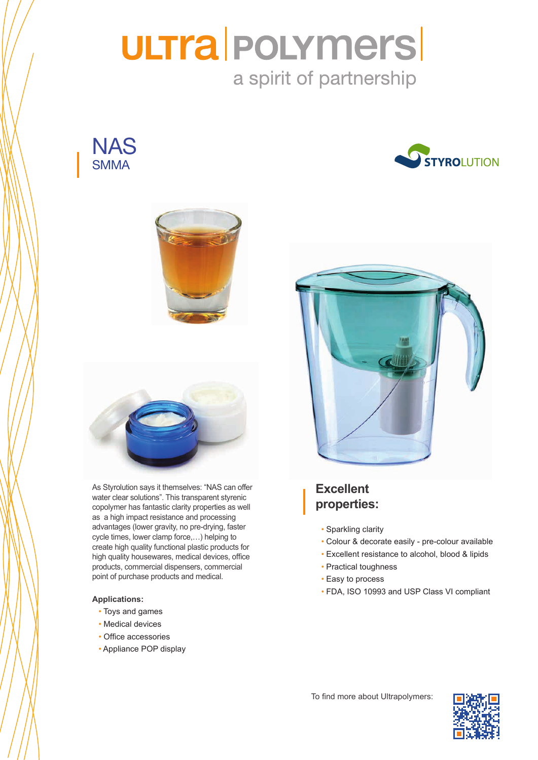# ULTRA | POLYMERS

a spirit of partnership

## NAS
### SMMA

STYROLUTION

As Styrolution says it themselves: "NAS can offer water clear solutions". This transparent styrenic copolymer has fantastic clarity properties as well as a high impact resistance and processing advantages (lower gravity, no pre-drying, faster cycle times, lower clamp force,…) helping to create high quality functional plastic products for high quality housewares, medical devices, office products, commercial dispensers, commercial point of purchase products and medical.

**Applications:**

- Toys and games
- Medical devices
- Office accessories
- Appliance POP display

## Excellent properties:

- Sparkling clarity
- Colour & decorate easily - pre-colour available
- Excellent resistance to alcohol, blood & lipids
- Practical toughness
- Easy to process
- FDA, ISO 10993 and USP Class VI compliant

To find more about Ultrapolymers: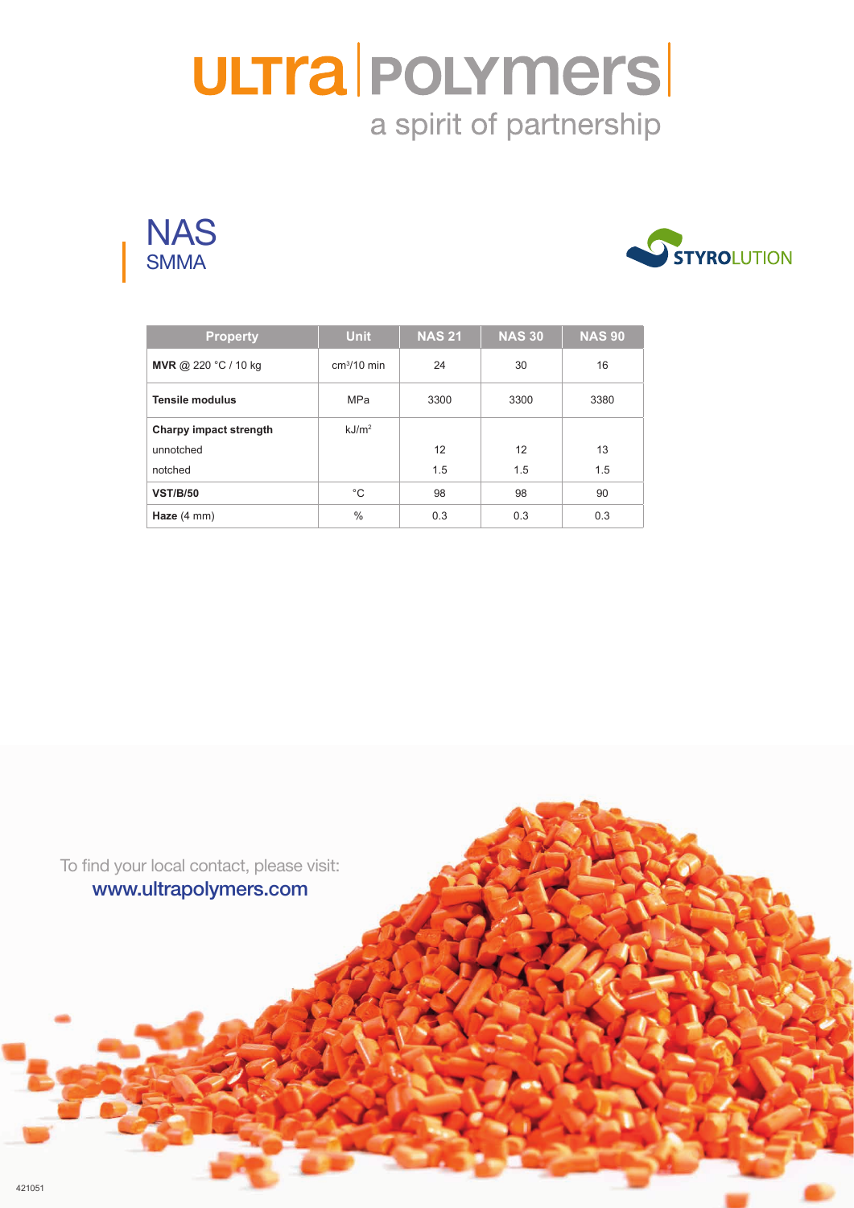# ULTRA POLYMERS

a spirit of partnership

## NAS

### SMMA

STYROLUTION

| Property | Unit | NAS 21 | NAS 30 | NAS 90 |
|---|---|---|---|---|
| **MVR** @ 220 °C / 10 kg | $cm^3/10$ min | 24 | 30 | 16 |
| **Tensile modulus** | MPa | 3300 | 3300 | 3380 |
| **Charpy impact strength** | $kJ/m^2$ | | | |
| unnotched | | 12 | 12 | 13 |
| notched | | 1.5 | 1.5 | 1.5 |
| **VST/B/50** | °C | 98 | 98 | 90 |
| **Haze** (4 mm) | % | 0.3 | 0.3 | 0.3 |

To find your local contact, please visit:
**www.ultrapolymers.com**

421051